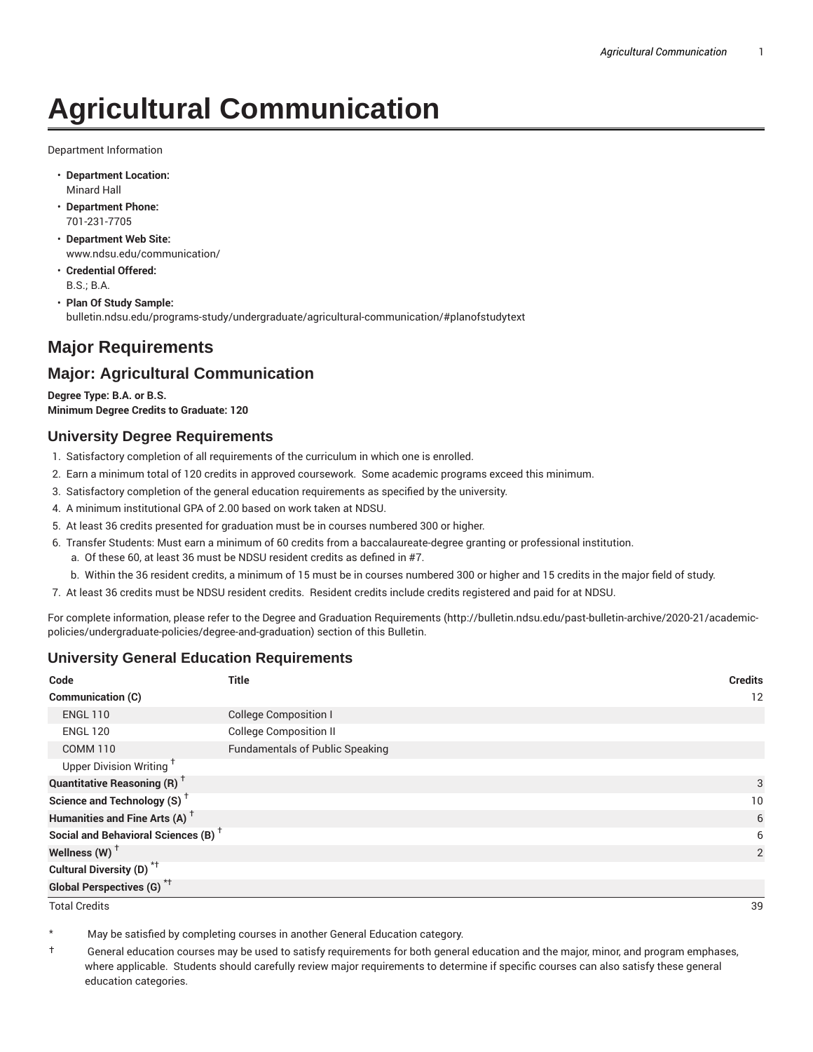# Agricultural Communication

Department Information

- **Department Location:**
  Minard Hall
- **Department Phone:**
  701-231-7705
- **Department Web Site:**
  www.ndsu.edu/communication/
- **Credential Offered:**
  B.S.; B.A.
- **Plan Of Study Sample:**
  bulletin.ndsu.edu/programs-study/undergraduate/agricultural-communication/#planofstudytext

## Major Requirements

## Major: Agricultural Communication

**Degree Type: B.A. or B.S.**
**Minimum Degree Credits to Graduate: 120**

### University Degree Requirements

1. Satisfactory completion of all requirements of the curriculum in which one is enrolled.
2. Earn a minimum total of 120 credits in approved coursework. Some academic programs exceed this minimum.
3. Satisfactory completion of the general education requirements as specified by the university.
4. A minimum institutional GPA of 2.00 based on work taken at NDSU.
5. At least 36 credits presented for graduation must be in courses numbered 300 or higher.
6. Transfer Students: Must earn a minimum of 60 credits from a baccalaureate-degree granting or professional institution.
   a. Of these 60, at least 36 must be NDSU resident credits as defined in #7.
   b. Within the 36 resident credits, a minimum of 15 must be in courses numbered 300 or higher and 15 credits in the major field of study.
7. At least 36 credits must be NDSU resident credits. Resident credits include credits registered and paid for at NDSU.

For complete information, please refer to the Degree and Graduation Requirements (http://bulletin.ndsu.edu/past-bulletin-archive/2020-21/academic-policies/undergraduate-policies/degree-and-graduation) section of this Bulletin.

### University General Education Requirements

| Code | Title | Credits |
|---|---|---|
| **Communication (C)** | | 12 |
| ENGL 110 | College Composition I | |
| ENGL 120 | College Composition II | |
| COMM 110 | Fundamentals of Public Speaking | |
| Upper Division Writing † | | |
| **Quantitative Reasoning (R) †** | | 3 |
| **Science and Technology (S) †** | | 10 |
| **Humanities and Fine Arts (A) †** | | 6 |
| **Social and Behavioral Sciences (B) †** | | 6 |
| **Wellness (W) †** | | 2 |
| **Cultural Diversity (D) *†** | | |
| **Global Perspectives (G) *†** | | |
| Total Credits | | 39 |

\* May be satisfied by completing courses in another General Education category.

† General education courses may be used to satisfy requirements for both general education and the major, minor, and program emphases, where applicable. Students should carefully review major requirements to determine if specific courses can also satisfy these general education categories.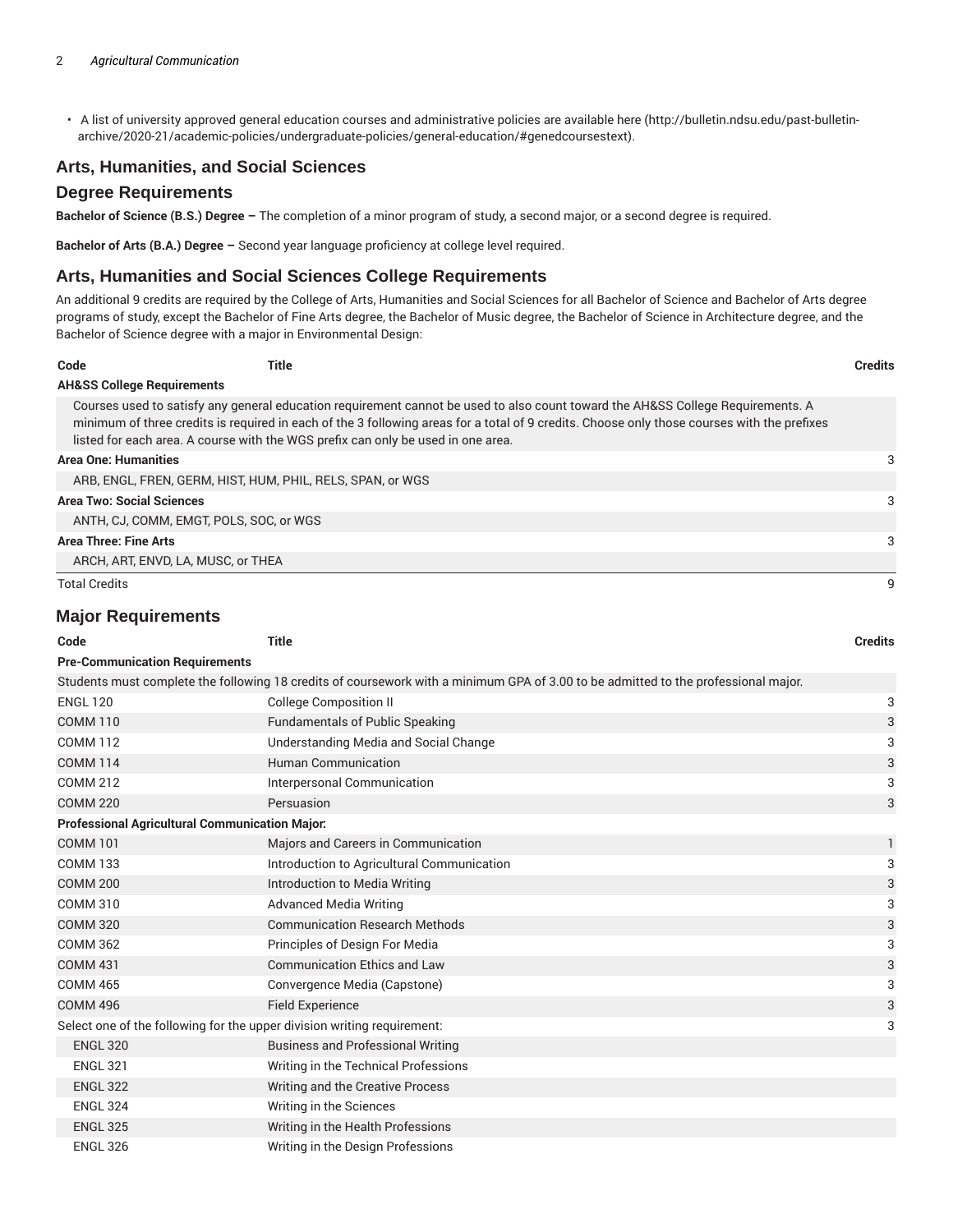- A list of university approved general education courses and administrative policies are available here (http://bulletin.ndsu.edu/past-bulletin-archive/2020-21/academic-policies/undergraduate-policies/general-education/#genedcoursestext).

## Arts, Humanities, and Social Sciences

## Degree Requirements

**Bachelor of Science (B.S.) Degree –** The completion of a minor program of study, a second major, or a second degree is required.

**Bachelor of Arts (B.A.) Degree –** Second year language proficiency at college level required.

## Arts, Humanities and Social Sciences College Requirements

An additional 9 credits are required by the College of Arts, Humanities and Social Sciences for all Bachelor of Science and Bachelor of Arts degree programs of study, except the Bachelor of Fine Arts degree, the Bachelor of Music degree, the Bachelor of Science in Architecture degree, and the Bachelor of Science degree with a major in Environmental Design:

| Code | Title | Credits |
|---|---|---|
| **AH&SS College Requirements** | | |
| Courses used to satisfy any general education requirement cannot be used to also count toward the AH&SS College Requirements. A minimum of three credits is required in each of the 3 following areas for a total of 9 credits. Choose only those courses with the prefixes listed for each area. A course with the WGS prefix can only be used in one area. | | |
| **Area One: Humanities** | | 3 |
| ARB, ENGL, FREN, GERM, HIST, HUM, PHIL, RELS, SPAN, or WGS | | |
| **Area Two: Social Sciences** | | 3 |
| ANTH, CJ, COMM, EMGT, POLS, SOC, or WGS | | |
| **Area Three: Fine Arts** | | 3 |
| ARCH, ART, ENVD, LA, MUSC, or THEA | | |
| Total Credits | | 9 |

## Major Requirements

| Code | Title | Credits |
|---|---|---|
| **Pre-Communication Requirements** | | |
| Students must complete the following 18 credits of coursework with a minimum GPA of 3.00 to be admitted to the professional major. | | |
| ENGL 120 | College Composition II | 3 |
| COMM 110 | Fundamentals of Public Speaking | 3 |
| COMM 112 | Understanding Media and Social Change | 3 |
| COMM 114 | Human Communication | 3 |
| COMM 212 | Interpersonal Communication | 3 |
| COMM 220 | Persuasion | 3 |
| **Professional Agricultural Communication Major:** | | |
| COMM 101 | Majors and Careers in Communication | 1 |
| COMM 133 | Introduction to Agricultural Communication | 3 |
| COMM 200 | Introduction to Media Writing | 3 |
| COMM 310 | Advanced Media Writing | 3 |
| COMM 320 | Communication Research Methods | 3 |
| COMM 362 | Principles of Design For Media | 3 |
| COMM 431 | Communication Ethics and Law | 3 |
| COMM 465 | Convergence Media (Capstone) | 3 |
| COMM 496 | Field Experience | 3 |
| Select one of the following for the upper division writing requirement: | | 3 |
| ENGL 320 | Business and Professional Writing | |
| ENGL 321 | Writing in the Technical Professions | |
| ENGL 322 | Writing and the Creative Process | |
| ENGL 324 | Writing in the Sciences | |
| ENGL 325 | Writing in the Health Professions | |
| ENGL 326 | Writing in the Design Professions | |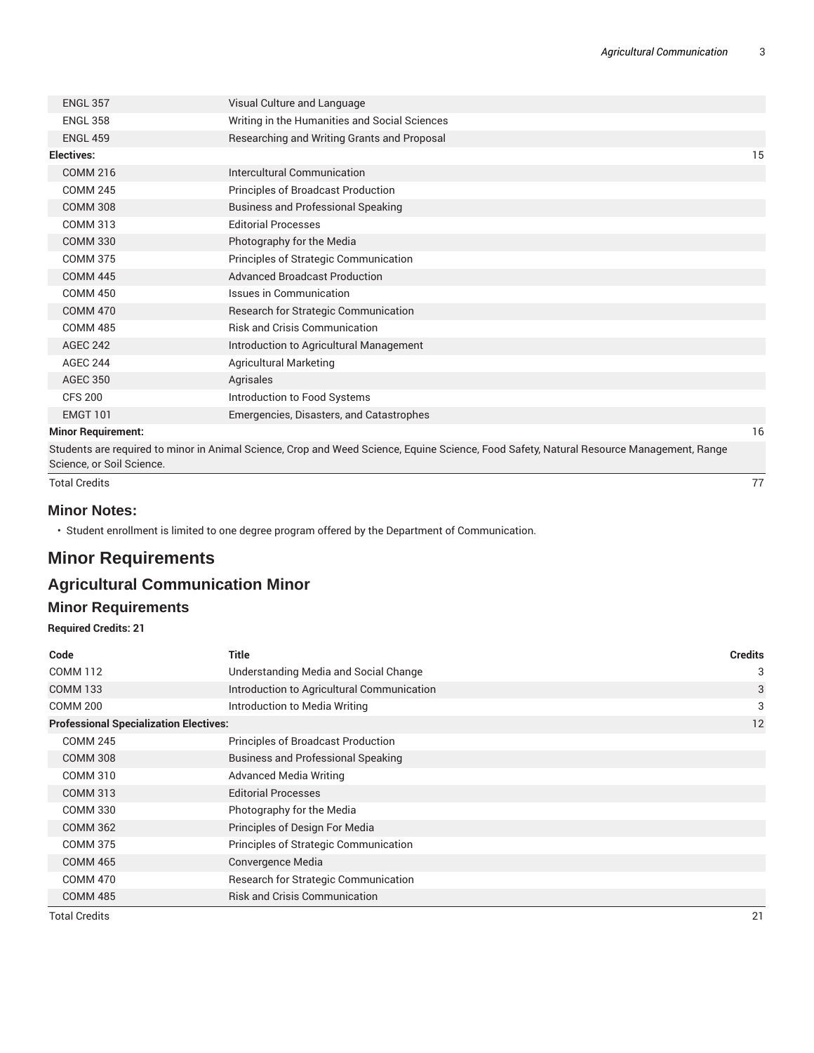| | | |
|---|---|---|
| ENGL 357 | Visual Culture and Language | |
| ENGL 358 | Writing in the Humanities and Social Sciences | |
| ENGL 459 | Researching and Writing Grants and Proposal | |
| **Electives:** | | 15 |
| COMM 216 | Intercultural Communication | |
| COMM 245 | Principles of Broadcast Production | |
| COMM 308 | Business and Professional Speaking | |
| COMM 313 | Editorial Processes | |
| COMM 330 | Photography for the Media | |
| COMM 375 | Principles of Strategic Communication | |
| COMM 445 | Advanced Broadcast Production | |
| COMM 450 | Issues in Communication | |
| COMM 470 | Research for Strategic Communication | |
| COMM 485 | Risk and Crisis Communication | |
| AGEC 242 | Introduction to Agricultural Management | |
| AGEC 244 | Agricultural Marketing | |
| AGEC 350 | Agrisales | |
| CFS 200 | Introduction to Food Systems | |
| EMGT 101 | Emergencies, Disasters, and Catastrophes | |
| **Minor Requirement:** | | 16 |
| Students are required to minor in Animal Science, Crop and Weed Science, Equine Science, Food Safety, Natural Resource Management, Range Science, or Soil Science. | | |
| Total Credits | | 77 |

### Minor Notes:

- Student enrollment is limited to one degree program offered by the Department of Communication.

## Minor Requirements

## Agricultural Communication Minor

### Minor Requirements

**Required Credits: 21**

| Code | Title | Credits |
|---|---|---|
| COMM 112 | Understanding Media and Social Change | 3 |
| COMM 133 | Introduction to Agricultural Communication | 3 |
| COMM 200 | Introduction to Media Writing | 3 |
| **Professional Specialization Electives:** | | 12 |
| COMM 245 | Principles of Broadcast Production | |
| COMM 308 | Business and Professional Speaking | |
| COMM 310 | Advanced Media Writing | |
| COMM 313 | Editorial Processes | |
| COMM 330 | Photography for the Media | |
| COMM 362 | Principles of Design For Media | |
| COMM 375 | Principles of Strategic Communication | |
| COMM 465 | Convergence Media | |
| COMM 470 | Research for Strategic Communication | |
| COMM 485 | Risk and Crisis Communication | |
| Total Credits | | 21 |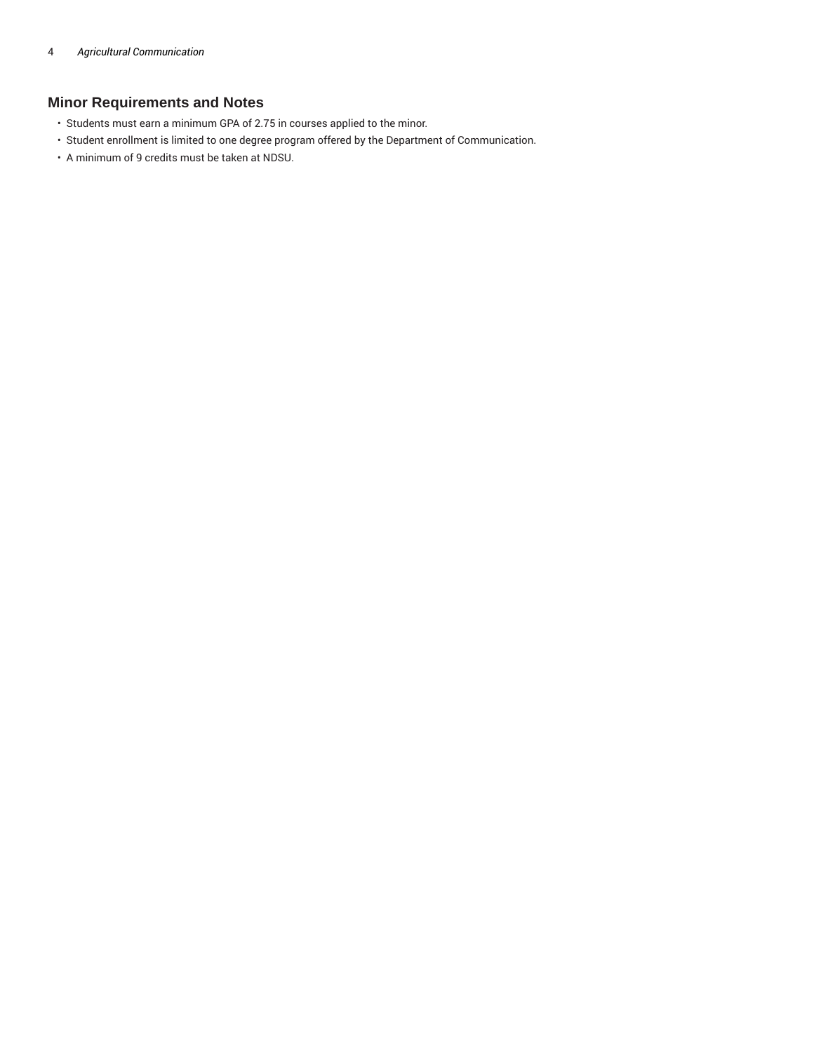## Minor Requirements and Notes

- Students must earn a minimum GPA of 2.75 in courses applied to the minor.
- Student enrollment is limited to one degree program offered by the Department of Communication.
- A minimum of 9 credits must be taken at NDSU.